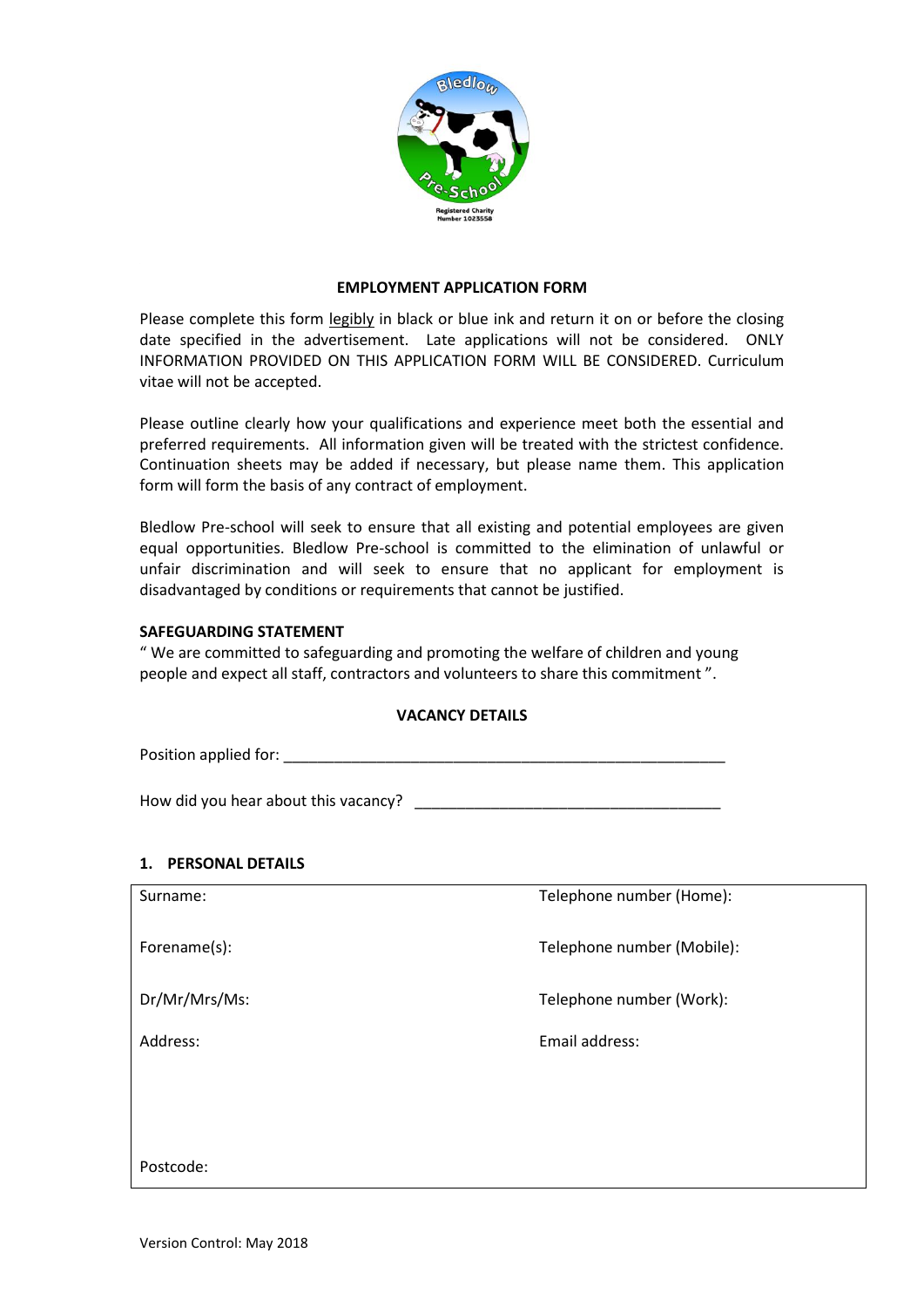# EMPLOYMENT APPLICATION FORM

Please complete this form legibly in black or blue ink and return it on or before the closing date specified in the advertisement. Late applications will not be considered. ONLY INFORMATION PROVIDED ON THIS APPLICATION FORM WILL BE CONSIDERED. Curriculum vitae will not be accepted.

Please outline clearly how your qualifications and experience meet both the essential and preferred requirements. All information given will be treated with the strictest confidence. Continuation sheets may be added if necessary, but please name them. This application form will form the basis of any contract of employment.

Bledlow Pre-school will seek to ensure that all existing and potential employees are given equal opportunities. Bledlow Pre-school is committed to the elimination of unlawful or unfair discrimination and will seek to ensure that no applicant for employment is disadvantaged by conditions or requirements that cannot be justified.

**SAFEGUARDING STATEMENT**

" We are committed to safeguarding and promoting the welfare of children and young people and expect all staff, contractors and volunteers to share this commitment ".

## VACANCY DETAILS

Position applied for: ______________________________________________________

How did you hear about this vacancy? ______________________________________

## 1. PERSONAL DETAILS

| | |
|---|---|
| Surname: | Telephone number (Home): |
| Forename(s): | Telephone number (Mobile): |
| Dr/Mr/Mrs/Ms: | Telephone number (Work): |
| Address: | Email address: |
| Postcode: | |

Version Control: May 2018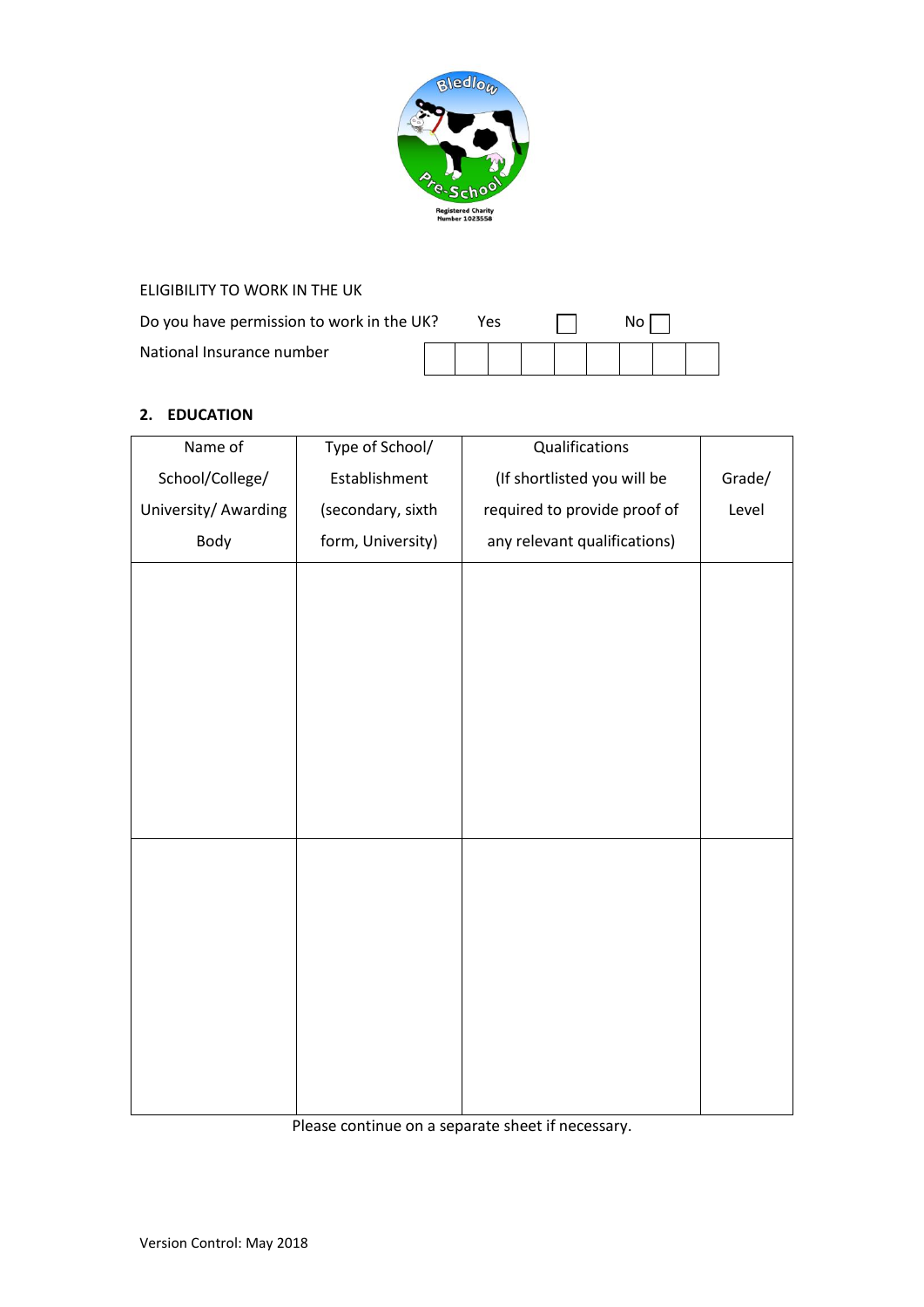ELIGIBILITY TO WORK IN THE UK

Do you have permission to work in the UK? Yes ☐ No ☐

National Insurance number

| | | | | | | | | |
|---|---|---|---|---|---|---|---|---|
| | | | | | | | | |

## 2. EDUCATION

| Name of School/College/ University/ Awarding Body | Type of School/ Establishment (secondary, sixth form, University) | Qualifications (If shortlisted you will be required to provide proof of any relevant qualifications) | Grade/ Level |
|---|---|---|---|
| | | | |
| | | | |

Please continue on a separate sheet if necessary.

Version Control: May 2018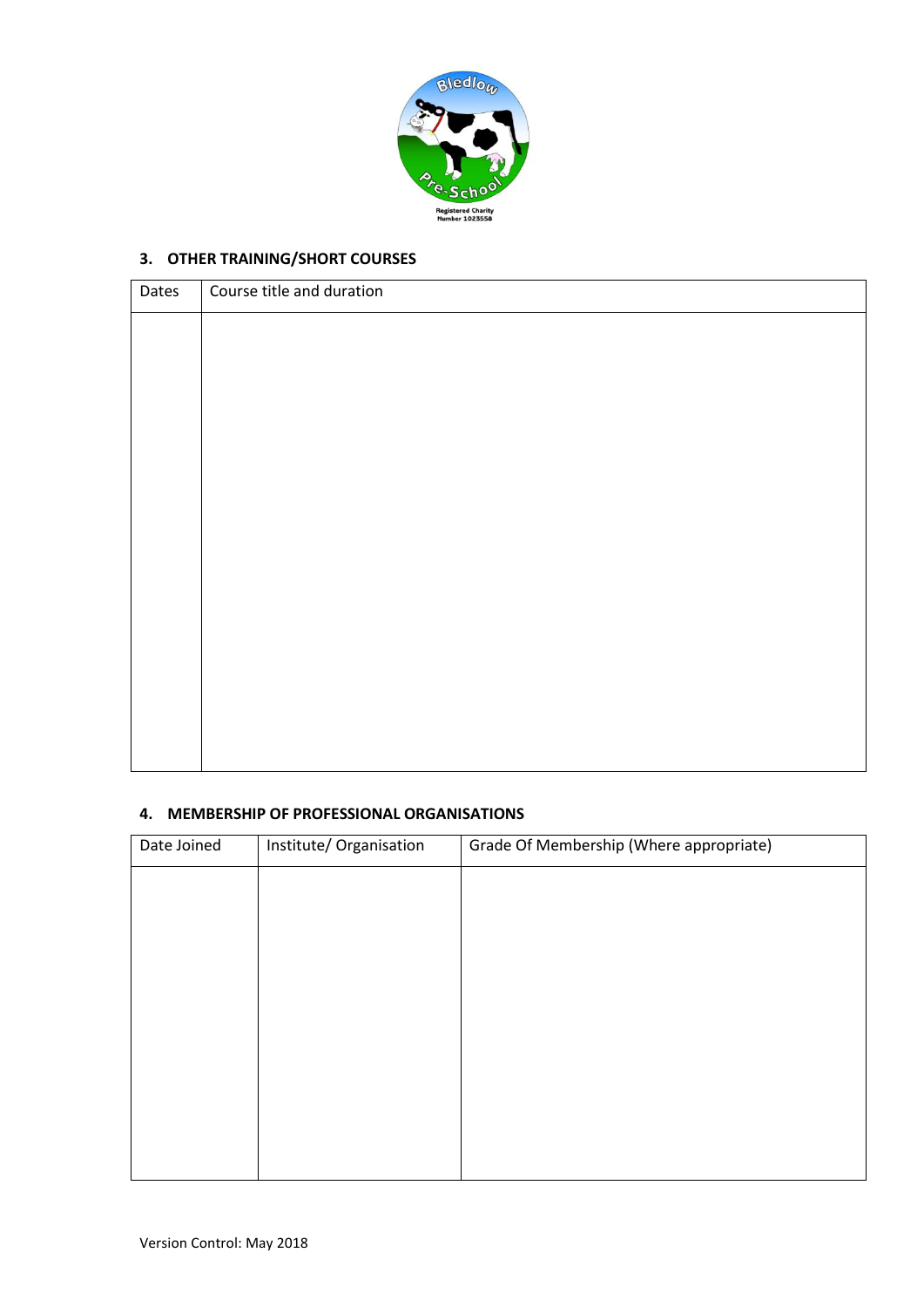## 3. OTHER TRAINING/SHORT COURSES

| Dates | Course title and duration |
| --- | --- |
| | |

## 4. MEMBERSHIP OF PROFESSIONAL ORGANISATIONS

| Date Joined | Institute/ Organisation | Grade Of Membership (Where appropriate) |
| --- | --- | --- |
| | | |

Version Control: May 2018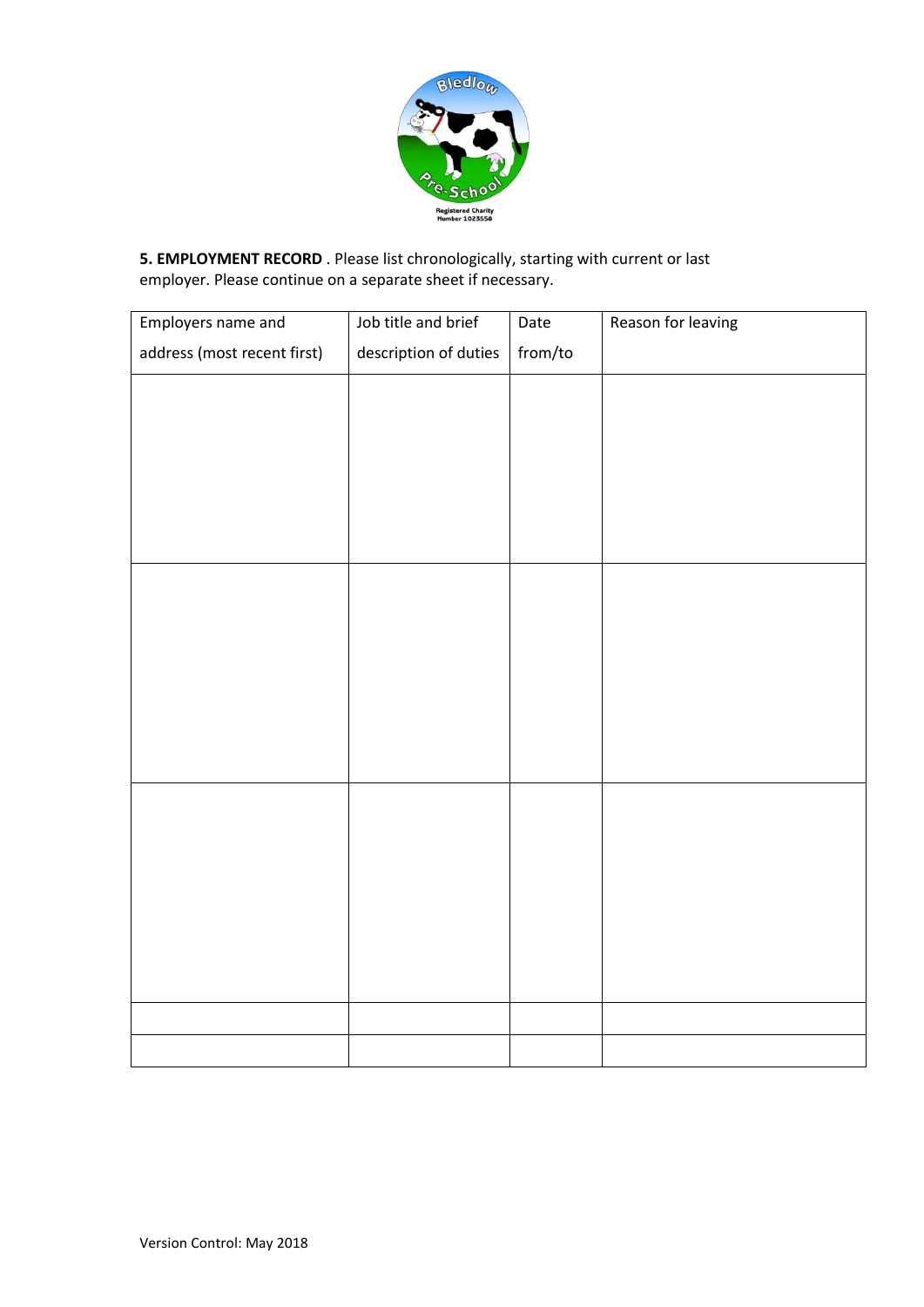**5. EMPLOYMENT RECORD** . Please list chronologically, starting with current or last employer. Please continue on a separate sheet if necessary.

| Employers name and address (most recent first) | Job title and brief description of duties | Date from/to | Reason for leaving |
|---|---|---|---|
| | | | |
| | | | |
| | | | |
| | | | |
| | | | |

Version Control: May 2018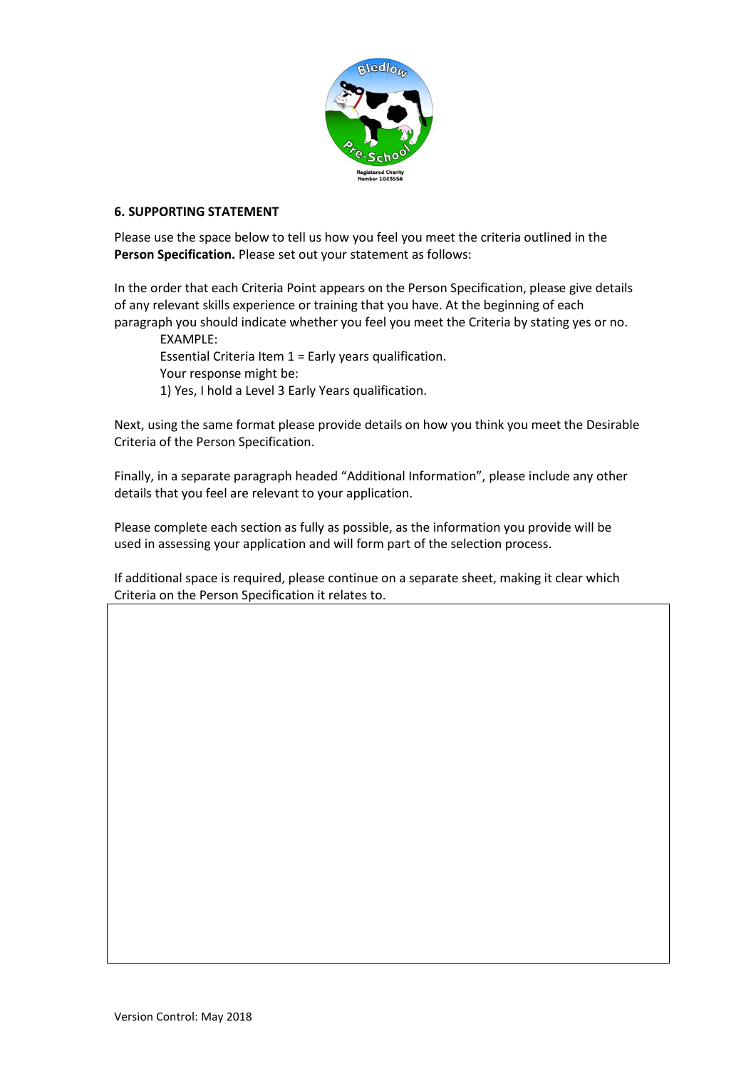## 6. SUPPORTING STATEMENT

Please use the space below to tell us how you feel you meet the criteria outlined in the **Person Specification.** Please set out your statement as follows:

In the order that each Criteria Point appears on the Person Specification, please give details of any relevant skills experience or training that you have. At the beginning of each paragraph you should indicate whether you feel you meet the Criteria by stating yes or no.

> EXAMPLE:
> Essential Criteria Item 1 = Early years qualification.
> Your response might be:
> 1) Yes, I hold a Level 3 Early Years qualification.

Next, using the same format please provide details on how you think you meet the Desirable Criteria of the Person Specification.

Finally, in a separate paragraph headed "Additional Information", please include any other details that you feel are relevant to your application.

Please complete each section as fully as possible, as the information you provide will be used in assessing your application and will form part of the selection process.

If additional space is required, please continue on a separate sheet, making it clear which Criteria on the Person Specification it relates to.

Version Control: May 2018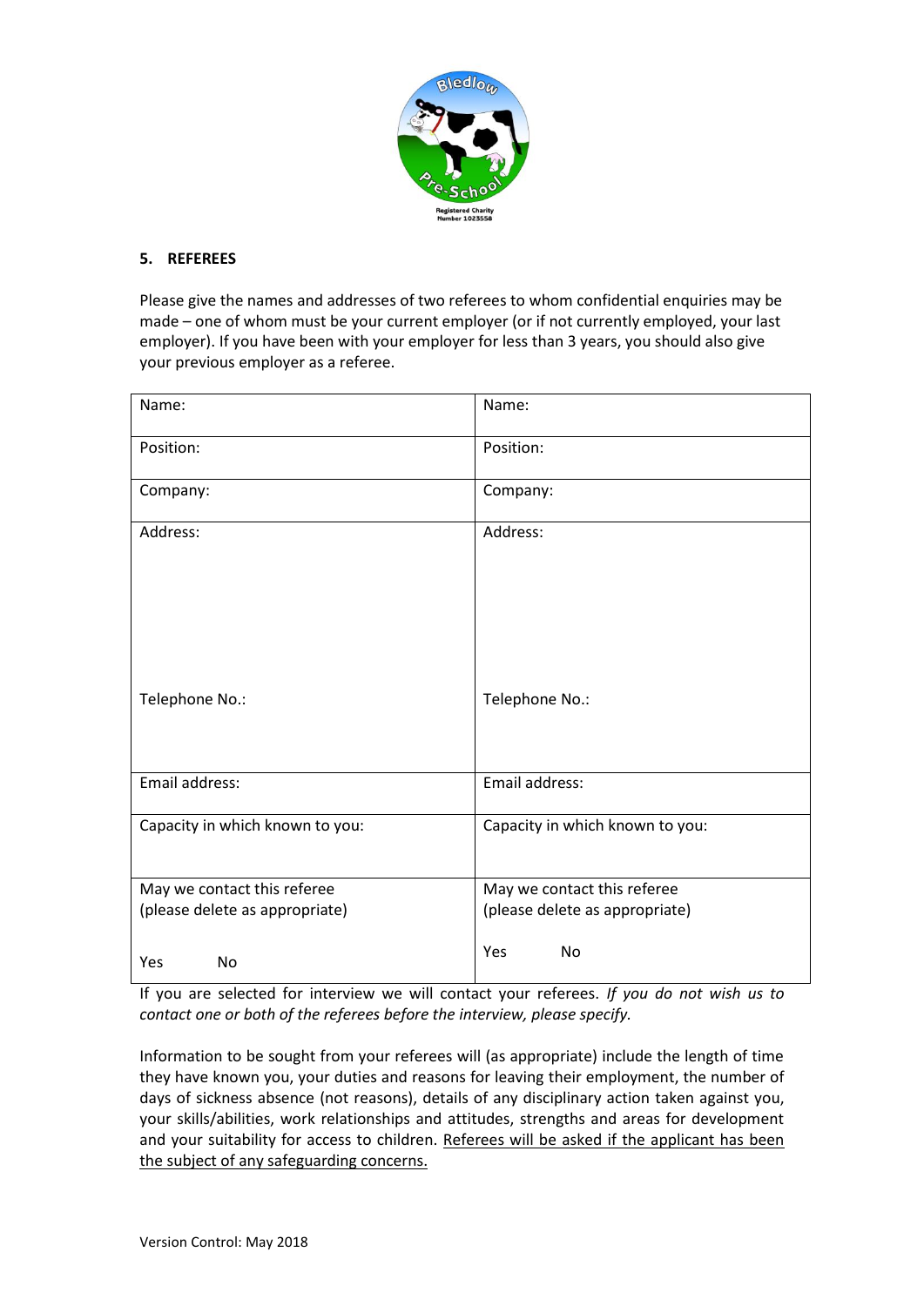## 5. REFEREES

Please give the names and addresses of two referees to whom confidential enquiries may be made – one of whom must be your current employer (or if not currently employed, your last employer). If you have been with your employer for less than 3 years, you should also give your previous employer as a referee.

| Name: | Name: |
|---|---|
| Position: | Position: |
| Company: | Company: |
| Address:<br><br><br><br>Telephone No.: | Address:<br><br><br><br>Telephone No.: |
| Email address: | Email address: |
| Capacity in which known to you: | Capacity in which known to you: |
| May we contact this referee (please delete as appropriate)<br><br>Yes No | May we contact this referee (please delete as appropriate)<br><br>Yes No |

If you are selected for interview we will contact your referees. *If you do not wish us to contact one or both of the referees before the interview, please specify.*

Information to be sought from your referees will (as appropriate) include the length of time they have known you, your duties and reasons for leaving their employment, the number of days of sickness absence (not reasons), details of any disciplinary action taken against you, your skills/abilities, work relationships and attitudes, strengths and areas for development and your suitability for access to children. Referees will be asked if the applicant has been the subject of any safeguarding concerns.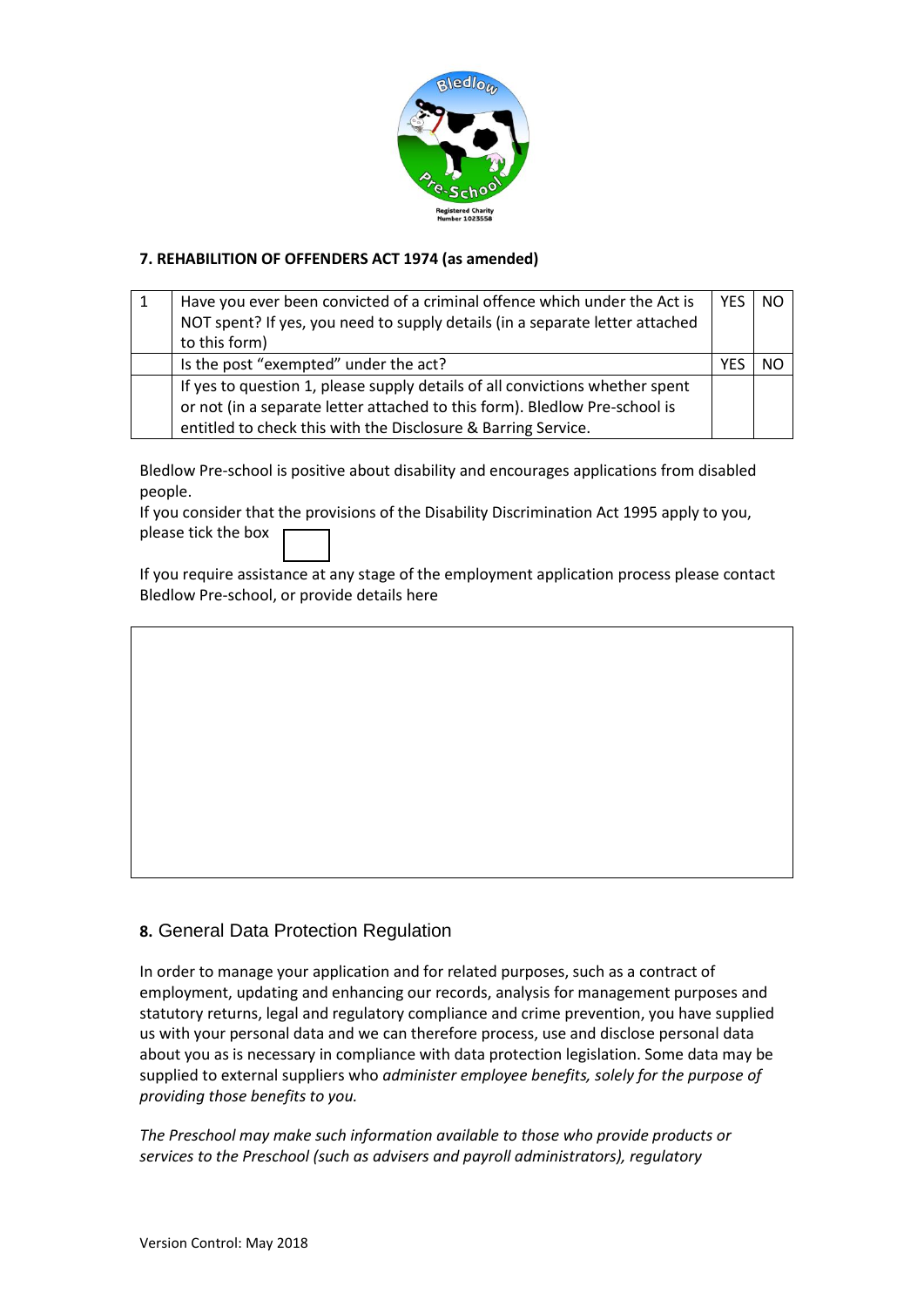### 7. REHABILITION OF OFFENDERS ACT 1974 (as amended)

| 1 | Have you ever been convicted of a criminal offence which under the Act is NOT spent? If yes, you need to supply details (in a separate letter attached to this form) | YES | NO |
|---|---|---|---|
| | Is the post "exempted" under the act? | YES | NO |
| | If yes to question 1, please supply details of all convictions whether spent or not (in a separate letter attached to this form). Bledlow Pre-school is entitled to check this with the Disclosure & Barring Service. | | |

Bledlow Pre-school is positive about disability and encourages applications from disabled people.
If you consider that the provisions of the Disability Discrimination Act 1995 apply to you, please tick the box ☐

If you require assistance at any stage of the employment application process please contact Bledlow Pre-school, or provide details here

### 8. General Data Protection Regulation

In order to manage your application and for related purposes, such as a contract of employment, updating and enhancing our records, analysis for management purposes and statutory returns, legal and regulatory compliance and crime prevention, you have supplied us with your personal data and we can therefore process, use and disclose personal data about you as is necessary in compliance with data protection legislation. Some data may be supplied to external suppliers who *administer employee benefits, solely for the purpose of providing those benefits to you.*

*The Preschool may make such information available to those who provide products or services to the Preschool (such as advisers and payroll administrators), regulatory*

Version Control: May 2018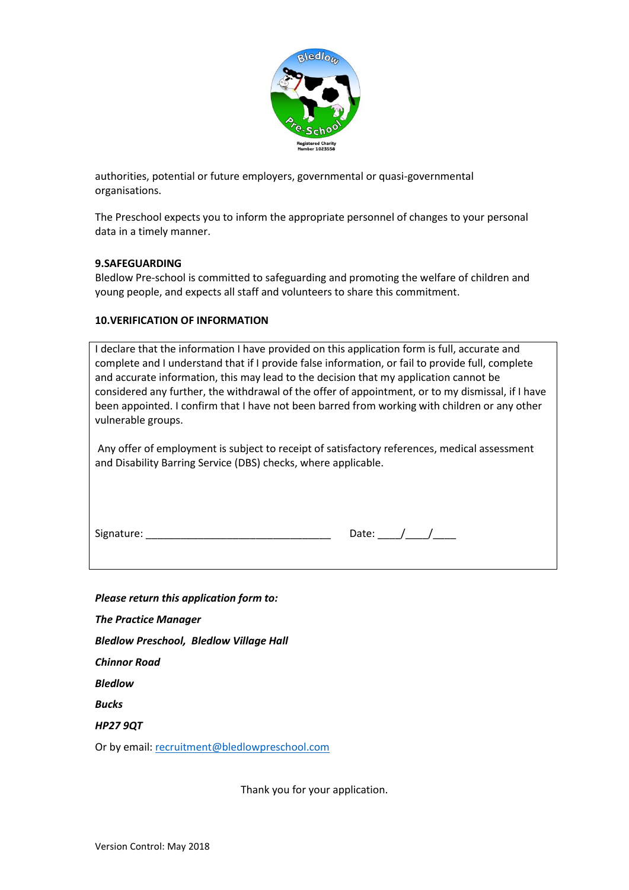authorities, potential or future employers, governmental or quasi-governmental organisations.

The Preschool expects you to inform the appropriate personnel of changes to your personal data in a timely manner.

**9.SAFEGUARDING**

Bledlow Pre-school is committed to safeguarding and promoting the welfare of children and young people, and expects all staff and volunteers to share this commitment.

**10.VERIFICATION OF INFORMATION**

I declare that the information I have provided on this application form is full, accurate and complete and I understand that if I provide false information, or fail to provide full, complete and accurate information, this may lead to the decision that my application cannot be considered any further, the withdrawal of the offer of appointment, or to my dismissal, if I have been appointed. I confirm that I have not been barred from working with children or any other vulnerable groups.

Any offer of employment is subject to receipt of satisfactory references, medical assessment and Disability Barring Service (DBS) checks, where applicable.

Signature: ________________________________ Date: ____/____/____

***Please return this application form to:***

***The Practice Manager***

***Bledlow Preschool, Bledlow Village Hall***

***Chinnor Road***

***Bledlow***

***Bucks***

***HP27 9QT***

Or by email: recruitment@bledlowpreschool.com

Thank you for your application.

Version Control: May 2018